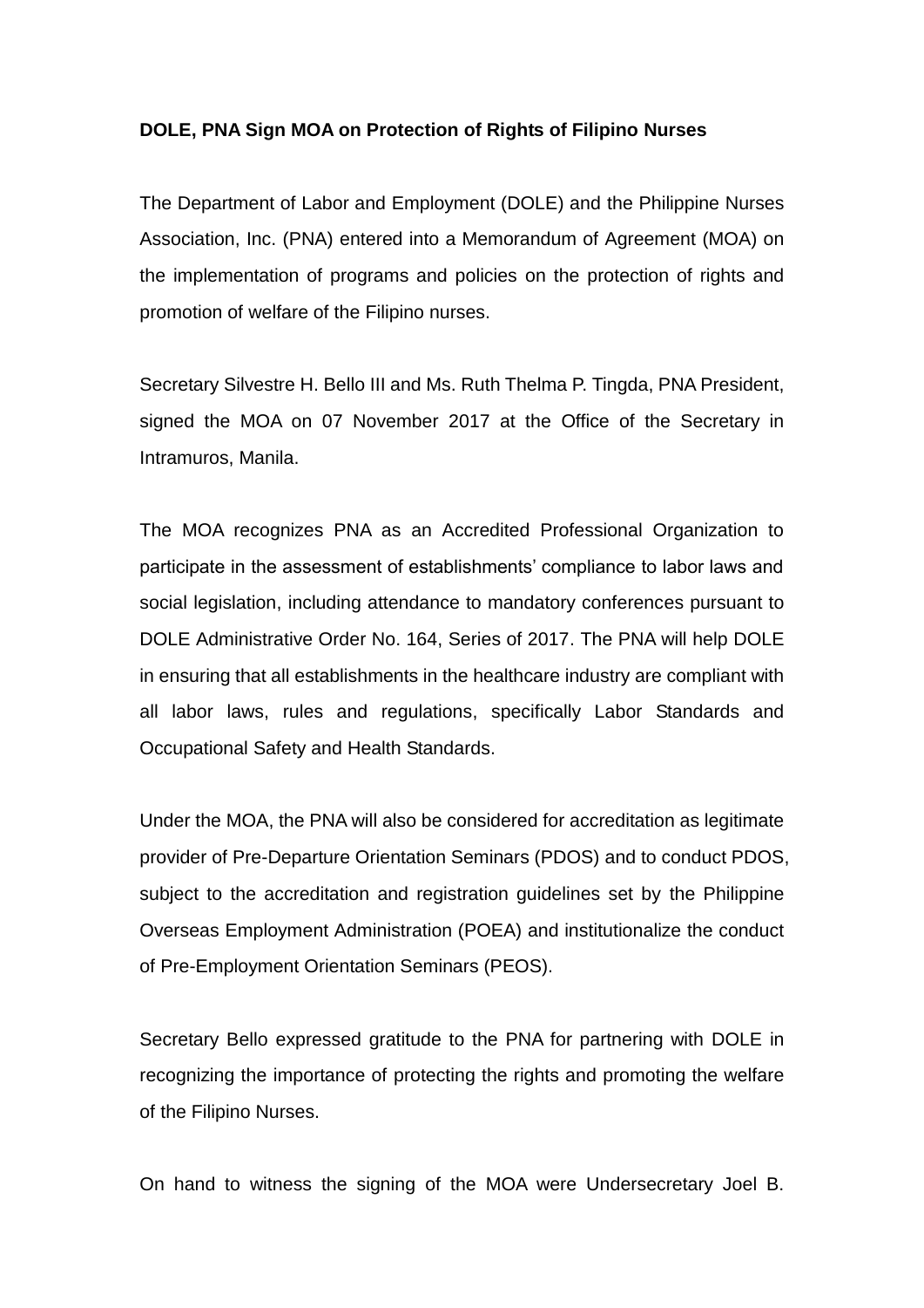**DOLE, PNA Sign MOA on Protection of Rights of Filipino Nurses**

The Department of Labor and Employment (DOLE) and the Philippine Nurses Association, Inc. (PNA) entered into a Memorandum of Agreement (MOA) on the implementation of programs and policies on the protection of rights and promotion of welfare of the Filipino nurses.

Secretary Silvestre H. Bello III and Ms. Ruth Thelma P. Tingda, PNA President, signed the MOA on 07 November 2017 at the Office of the Secretary in Intramuros, Manila.

The MOA recognizes PNA as an Accredited Professional Organization to participate in the assessment of establishments' compliance to labor laws and social legislation, including attendance to mandatory conferences pursuant to DOLE Administrative Order No. 164, Series of 2017. The PNA will help DOLE in ensuring that all establishments in the healthcare industry are compliant with all labor laws, rules and regulations, specifically Labor Standards and Occupational Safety and Health Standards.

Under the MOA, the PNA will also be considered for accreditation as legitimate provider of Pre-Departure Orientation Seminars (PDOS) and to conduct PDOS, subject to the accreditation and registration guidelines set by the Philippine Overseas Employment Administration (POEA) and institutionalize the conduct of Pre-Employment Orientation Seminars (PEOS).

Secretary Bello expressed gratitude to the PNA for partnering with DOLE in recognizing the importance of protecting the rights and promoting the welfare of the Filipino Nurses.

On hand to witness the signing of the MOA were Undersecretary Joel B.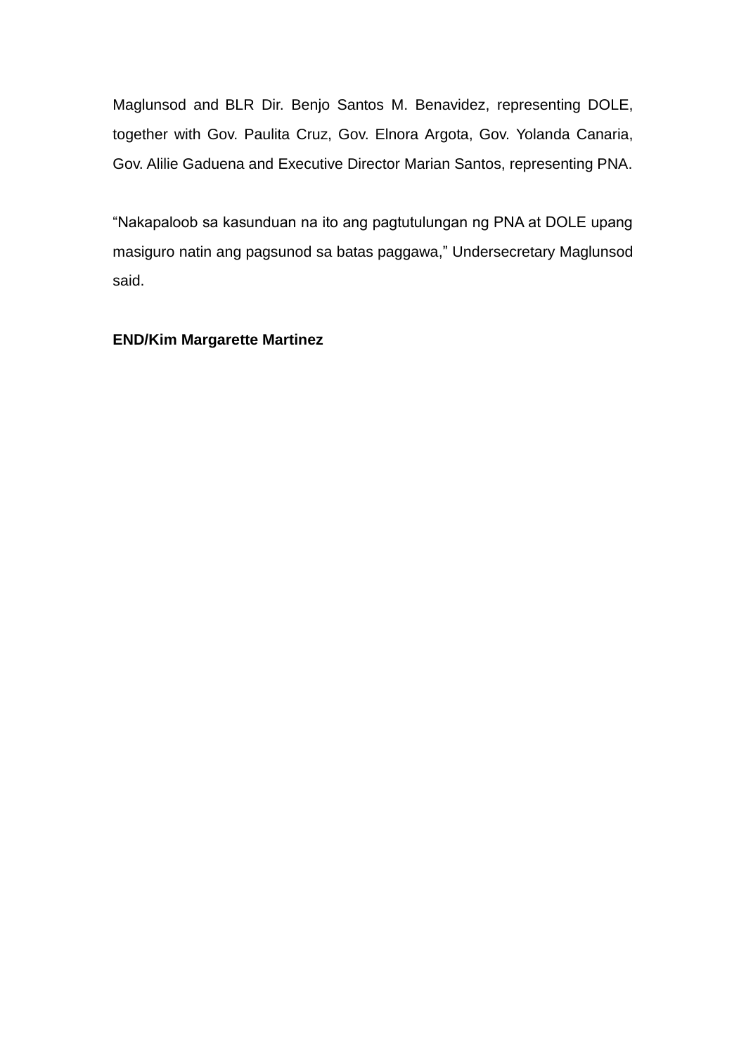Maglunsod and BLR Dir. Benjo Santos M. Benavidez, representing DOLE, together with Gov. Paulita Cruz, Gov. Elnora Argota, Gov. Yolanda Canaria, Gov. Alilie Gaduena and Executive Director Marian Santos, representing PNA.

"Nakapaloob sa kasunduan na ito ang pagtutulungan ng PNA at DOLE upang masiguro natin ang pagsunod sa batas paggawa," Undersecretary Maglunsod said.

**END/Kim Margarette Martinez**